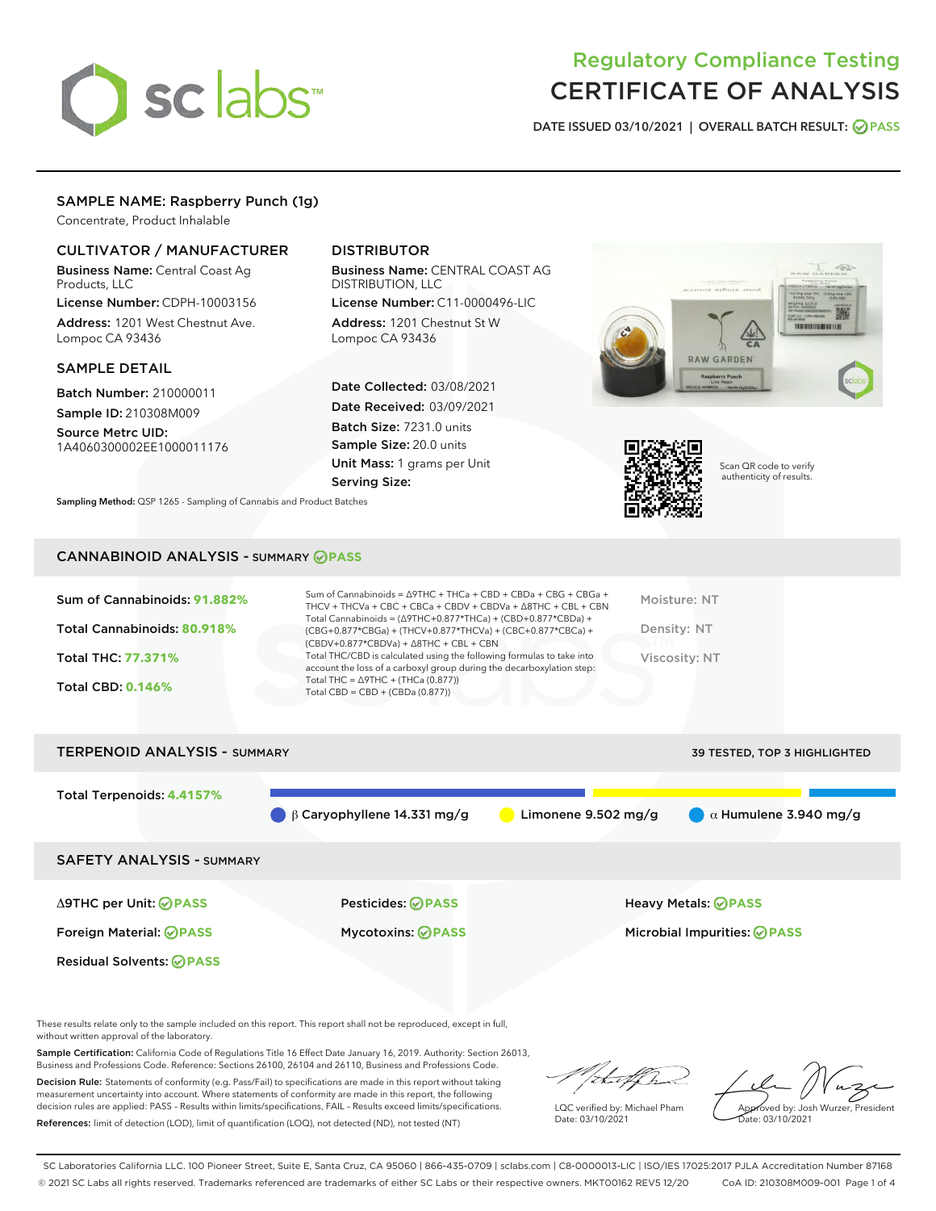# Regulatory Compliance Testing
# CERTIFICATE OF ANALYSIS

DATE ISSUED 03/10/2021 | OVERALL BATCH RESULT: PASS

## SAMPLE NAME: Raspberry Punch (1g)

Concentrate, Product Inhalable

### CULTIVATOR / MANUFACTURER

**Business Name:** Central Coast Ag Products, LLC

**License Number:** CDPH-10003156

**Address:** 1201 West Chestnut Ave. Lompoc CA 93436

### DISTRIBUTOR

**Business Name:** CENTRAL COAST AG DISTRIBUTION, LLC

**License Number:** C11-0000496-LIC

**Address:** 1201 Chestnut St W Lompoc CA 93436

### SAMPLE DETAIL

**Batch Number:** 210000011

**Sample ID:** 210308M009

**Source Metrc UID:** 1A4060300002EE1000011176

**Date Collected:** 03/08/2021

**Date Received:** 03/09/2021

**Batch Size:** 7231.0 units

**Sample Size:** 20.0 units

**Unit Mass:** 1 grams per Unit

**Serving Size:**

**Sampling Method:** QSP 1265 - Sampling of Cannabis and Product Batches

Scan QR code to verify authenticity of results.

## CANNABINOID ANALYSIS - SUMMARY PASS

**Sum of Cannabinoids:** 91.882%

**Total Cannabinoids:** 80.918%

**Total THC:** 77.371%

**Total CBD:** 0.146%

Sum of Cannabinoids = Δ9THC + THCa + CBD + CBDa + CBG + CBGa + THCV + THCVa + CBC + CBCa + CBDV + CBDVa + Δ8THC + CBL + CBN

Total Cannabinoids = (Δ9THC+0.877*THCa) + (CBD+0.877*CBDa) + (CBG+0.877*CBGa) + (THCV+0.877*THCVa) + (CBC+0.877*CBCa) + (CBDV+0.877*CBDVa) + Δ8THC + CBL + CBN

Total THC/CBD is calculated using the following formulas to take into account the loss of a carboxyl group during the decarboxylation step:
Total THC = Δ9THC + (THCa (0.877))
Total CBD = CBD + (CBDa (0.877))

Moisture: NT

Density: NT

Viscosity: NT

## TERPENOID ANALYSIS - SUMMARY

39 TESTED, TOP 3 HIGHLIGHTED

**Total Terpenoids:** 4.4157%

β Caryophyllene 14.331 mg/g | Limonene 9.502 mg/g | α Humulene 3.940 mg/g

## SAFETY ANALYSIS - SUMMARY

Δ9THC per Unit: PASS

Pesticides: PASS

Heavy Metals: PASS

Foreign Material: PASS

Mycotoxins: PASS

Microbial Impurities: PASS

Residual Solvents: PASS

These results relate only to the sample included on this report. This report shall not be reproduced, except in full, without written approval of the laboratory.

**Sample Certification:** California Code of Regulations Title 16 Effect Date January 16, 2019. Authority: Section 26013, Business and Professions Code. Reference: Sections 26100, 26104 and 26110, Business and Professions Code.

**Decision Rule:** Statements of conformity (e.g. Pass/Fail) to specifications are made in this report without taking measurement uncertainty into account. Where statements of conformity are made in this report, the following decision rules are applied: PASS – Results within limits/specifications, FAIL – Results exceed limits/specifications.

**References:** limit of detection (LOD), limit of quantification (LOQ), not detected (ND), not tested (NT)

LQC verified by: Michael Pham
Date: 03/10/2021

Approved by: Josh Wurzer, President
Date: 03/10/2021

SC Laboratories California LLC. 100 Pioneer Street, Suite E, Santa Cruz, CA 95060 | 866-435-0709 | sclabs.com | C8-0000013-LIC | ISO/IES 17025:2017 PJLA Accreditation Number 87168
© 2021 SC Labs all rights reserved. Trademarks referenced are trademarks of either SC Labs or their respective owners. MKT00162 REV5 12/20 CoA ID: 210308M009-001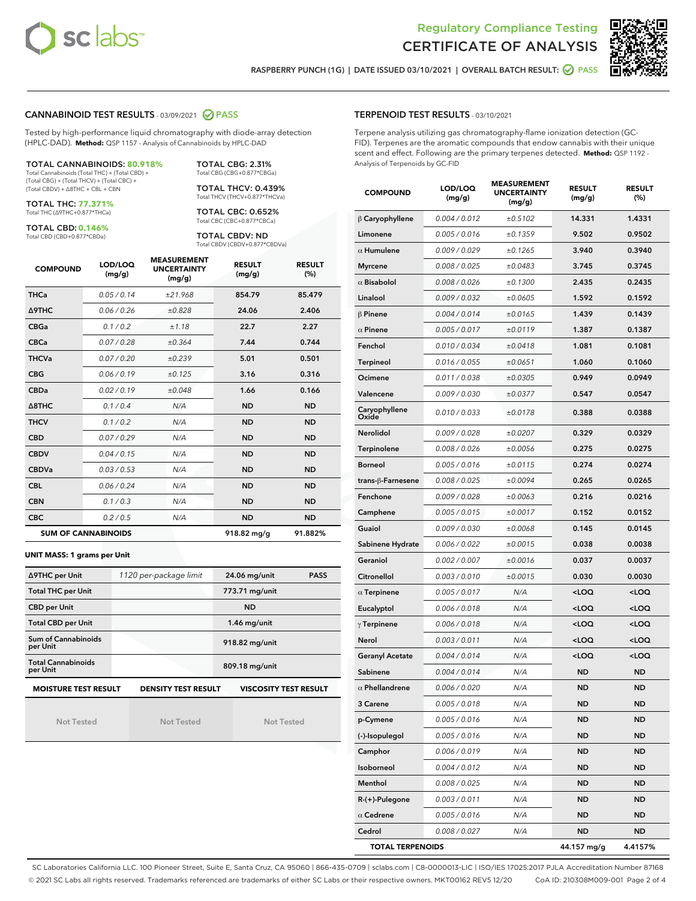# Regulatory Compliance Testing
## CERTIFICATE OF ANALYSIS

RASPBERRY PUNCH (1G) | DATE ISSUED 03/10/2021 | OVERALL BATCH RESULT: PASS

## CANNABINOID TEST RESULTS - 03/09/2021 PASS

Tested by high-performance liquid chromatography with diode-array detection (HPLC-DAD). **Method:** QSP 1157 - Analysis of Cannabinoids by HPLC-DAD

**TOTAL CANNABINOIDS: 80.918%**
Total Cannabinoids (Total THC) + (Total CBD) + (Total CBG) + (Total THCV) + (Total CBC) + (Total CBDV) + Δ8THC + CBL + CBN

**TOTAL THC: 77.371%**
Total THC (Δ9THC+0.877*THCa)

**TOTAL CBD: 0.146%**
Total CBD (CBD+0.877*CBDa)

**TOTAL CBG: 2.31%**
Total CBG (CBG+0.877*CBGa)

**TOTAL THCV: 0.439%**
Total THCV (THCV+0.877*THCVa)

**TOTAL CBC: 0.652%**
Total CBC (CBC+0.877*CBCa)

**TOTAL CBDV: ND**
Total CBDV (CBDV+0.877*CBDVa)

| COMPOUND | LOD/LOQ (mg/g) | MEASUREMENT UNCERTAINTY (mg/g) | RESULT (mg/g) | RESULT (%) |
|---|---|---|---|---|
| THCa | 0.05 / 0.14 | ±21.968 | 854.79 | 85.479 |
| Δ9THC | 0.06 / 0.26 | ±0.828 | 24.06 | 2.406 |
| CBGa | 0.1 / 0.2 | ±1.18 | 22.7 | 2.27 |
| CBCa | 0.07 / 0.28 | ±0.364 | 7.44 | 0.744 |
| THCVa | 0.07 / 0.20 | ±0.239 | 5.01 | 0.501 |
| CBG | 0.06 / 0.19 | ±0.125 | 3.16 | 0.316 |
| CBDa | 0.02 / 0.19 | ±0.048 | 1.66 | 0.166 |
| Δ8THC | 0.1 / 0.4 | N/A | ND | ND |
| THCV | 0.1 / 0.2 | N/A | ND | ND |
| CBD | 0.07 / 0.29 | N/A | ND | ND |
| CBDV | 0.04 / 0.15 | N/A | ND | ND |
| CBDVa | 0.03 / 0.53 | N/A | ND | ND |
| CBL | 0.06 / 0.24 | N/A | ND | ND |
| CBN | 0.1 / 0.3 | N/A | ND | ND |
| CBC | 0.2 / 0.5 | N/A | ND | ND |
| **SUM OF CANNABINOIDS** | | | 918.82 mg/g | 91.882% |

**UNIT MASS: 1 grams per Unit**

| | | | |
|---|---|---|---|
| Δ9THC per Unit | 1120 per-package limit | 24.06 mg/unit | PASS |
| Total THC per Unit | | 773.71 mg/unit | |
| CBD per Unit | | ND | |
| Total CBD per Unit | | 1.46 mg/unit | |
| Sum of Cannabinoids per Unit | | 918.82 mg/unit | |
| Total Cannabinoids per Unit | | 809.18 mg/unit | |

| MOISTURE TEST RESULT | DENSITY TEST RESULT | VISCOSITY TEST RESULT |
|---|---|---|
| Not Tested | Not Tested | Not Tested |

## TERPENOID TEST RESULTS - 03/10/2021

Terpene analysis utilizing gas chromatography-flame ionization detection (GC-FID). Terpenes are the aromatic compounds that endow cannabis with their unique scent and effect. Following are the primary terpenes detected. **Method:** QSP 1192 - Analysis of Terpenoids by GC-FID

| COMPOUND | LOD/LOQ (mg/g) | MEASUREMENT UNCERTAINTY (mg/g) | RESULT (mg/g) | RESULT (%) |
|---|---|---|---|---|
| β Caryophyllene | 0.004 / 0.012 | ±0.5102 | 14.331 | 1.4331 |
| Limonene | 0.005 / 0.016 | ±0.1359 | 9.502 | 0.9502 |
| α Humulene | 0.009 / 0.029 | ±0.1265 | 3.940 | 0.3940 |
| Myrcene | 0.008 / 0.025 | ±0.0483 | 3.745 | 0.3745 |
| α Bisabolol | 0.008 / 0.026 | ±0.1300 | 2.435 | 0.2435 |
| Linalool | 0.009 / 0.032 | ±0.0605 | 1.592 | 0.1592 |
| β Pinene | 0.004 / 0.014 | ±0.0165 | 1.439 | 0.1439 |
| α Pinene | 0.005 / 0.017 | ±0.0119 | 1.387 | 0.1387 |
| Fenchol | 0.010 / 0.034 | ±0.0418 | 1.081 | 0.1081 |
| Terpineol | 0.016 / 0.055 | ±0.0651 | 1.060 | 0.1060 |
| Ocimene | 0.011 / 0.038 | ±0.0305 | 0.949 | 0.0949 |
| Valencene | 0.009 / 0.030 | ±0.0377 | 0.547 | 0.0547 |
| Caryophyllene Oxide | 0.010 / 0.033 | ±0.0178 | 0.388 | 0.0388 |
| Nerolidol | 0.009 / 0.028 | ±0.0207 | 0.329 | 0.0329 |
| Terpinolene | 0.008 / 0.026 | ±0.0056 | 0.275 | 0.0275 |
| Borneol | 0.005 / 0.016 | ±0.0115 | 0.274 | 0.0274 |
| trans-β-Farnesene | 0.008 / 0.025 | ±0.0094 | 0.265 | 0.0265 |
| Fenchone | 0.009 / 0.028 | ±0.0063 | 0.216 | 0.0216 |
| Camphene | 0.005 / 0.015 | ±0.0017 | 0.152 | 0.0152 |
| Guaiol | 0.009 / 0.030 | ±0.0068 | 0.145 | 0.0145 |
| Sabinene Hydrate | 0.006 / 0.022 | ±0.0015 | 0.038 | 0.0038 |
| Geraniol | 0.002 / 0.007 | ±0.0016 | 0.037 | 0.0037 |
| Citronellol | 0.003 / 0.010 | ±0.0015 | 0.030 | 0.0030 |
| α Terpinene | 0.005 / 0.017 | N/A | <LOQ | <LOQ |
| Eucalyptol | 0.006 / 0.018 | N/A | <LOQ | <LOQ |
| γ Terpinene | 0.006 / 0.018 | N/A | <LOQ | <LOQ |
| Nerol | 0.003 / 0.011 | N/A | <LOQ | <LOQ |
| Geranyl Acetate | 0.004 / 0.014 | N/A | <LOQ | <LOQ |
| Sabinene | 0.004 / 0.014 | N/A | ND | ND |
| α Phellandrene | 0.006 / 0.020 | N/A | ND | ND |
| 3 Carene | 0.005 / 0.018 | N/A | ND | ND |
| p-Cymene | 0.005 / 0.016 | N/A | ND | ND |
| (-)-Isopulegol | 0.005 / 0.016 | N/A | ND | ND |
| Camphor | 0.006 / 0.019 | N/A | ND | ND |
| Isoborneol | 0.004 / 0.012 | N/A | ND | ND |
| Menthol | 0.008 / 0.025 | N/A | ND | ND |
| R-(+)-Pulegone | 0.003 / 0.011 | N/A | ND | ND |
| α Cedrene | 0.005 / 0.016 | N/A | ND | ND |
| Cedrol | 0.008 / 0.027 | N/A | ND | ND |
| **TOTAL TERPENOIDS** | | | 44.157 mg/g | 4.4157% |

SC Laboratories California LLC. 100 Pioneer Street, Suite E, Santa Cruz, CA 95060 | 866-435-0709 | sclabs.com | C8-0000013-LIC | ISO/IES 17025:2017 PJLA Accreditation Number 87168
© 2021 SC Labs all rights reserved. Trademarks referenced are trademarks of either SC Labs or their respective owners. MKT00162 REV5 12/20 CoA ID: 210308M009-001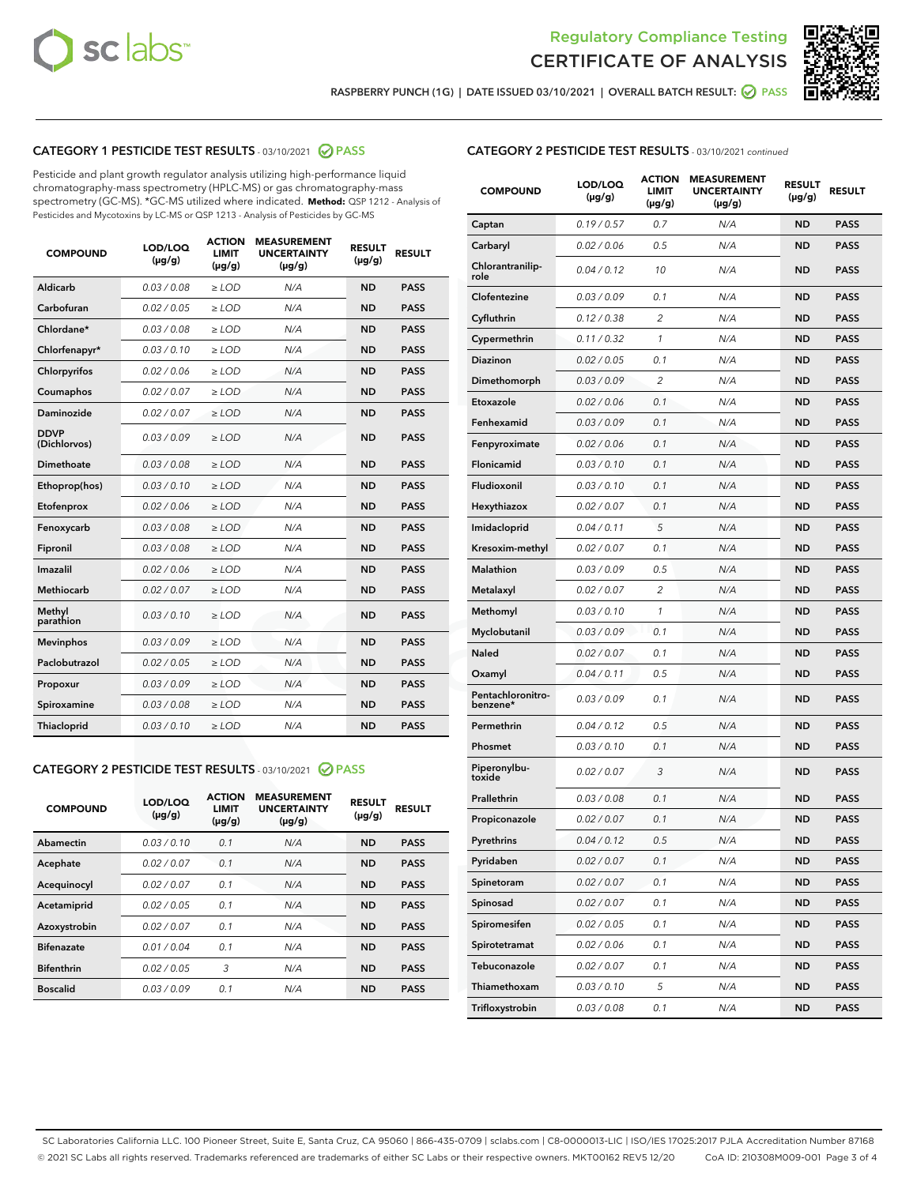RASPBERRY PUNCH (1G) | DATE ISSUED 03/10/2021 | OVERALL BATCH RESULT: PASS

## CATEGORY 1 PESTICIDE TEST RESULTS - 03/10/2021 PASS

Pesticide and plant growth regulator analysis utilizing high-performance liquid chromatography-mass spectrometry (HPLC-MS) or gas chromatography-mass spectrometry (GC-MS). *GC-MS utilized where indicated. **Method:** QSP 1212 - Analysis of Pesticides and Mycotoxins by LC-MS or QSP 1213 - Analysis of Pesticides by GC-MS

| COMPOUND | LOD/LOQ (µg/g) | ACTION LIMIT (µg/g) | MEASUREMENT UNCERTAINTY (µg/g) | RESULT (µg/g) | RESULT |
|---|---|---|---|---|---|
| Aldicarb | 0.03 / 0.08 | ≥ LOD | N/A | ND | PASS |
| Carbofuran | 0.02 / 0.05 | ≥ LOD | N/A | ND | PASS |
| Chlordane* | 0.03 / 0.08 | ≥ LOD | N/A | ND | PASS |
| Chlorfenapyr* | 0.03 / 0.10 | ≥ LOD | N/A | ND | PASS |
| Chlorpyrifos | 0.02 / 0.06 | ≥ LOD | N/A | ND | PASS |
| Coumaphos | 0.02 / 0.07 | ≥ LOD | N/A | ND | PASS |
| Daminozide | 0.02 / 0.07 | ≥ LOD | N/A | ND | PASS |
| DDVP (Dichlorvos) | 0.03 / 0.09 | ≥ LOD | N/A | ND | PASS |
| Dimethoate | 0.03 / 0.08 | ≥ LOD | N/A | ND | PASS |
| Ethoprop(hos) | 0.03 / 0.10 | ≥ LOD | N/A | ND | PASS |
| Etofenprox | 0.02 / 0.06 | ≥ LOD | N/A | ND | PASS |
| Fenoxycarb | 0.03 / 0.08 | ≥ LOD | N/A | ND | PASS |
| Fipronil | 0.03 / 0.08 | ≥ LOD | N/A | ND | PASS |
| Imazalil | 0.02 / 0.06 | ≥ LOD | N/A | ND | PASS |
| Methiocarb | 0.02 / 0.07 | ≥ LOD | N/A | ND | PASS |
| Methyl parathion | 0.03 / 0.10 | ≥ LOD | N/A | ND | PASS |
| Mevinphos | 0.03 / 0.09 | ≥ LOD | N/A | ND | PASS |
| Paclobutrazol | 0.02 / 0.05 | ≥ LOD | N/A | ND | PASS |
| Propoxur | 0.03 / 0.09 | ≥ LOD | N/A | ND | PASS |
| Spiroxamine | 0.03 / 0.08 | ≥ LOD | N/A | ND | PASS |
| Thiacloprid | 0.03 / 0.10 | ≥ LOD | N/A | ND | PASS |

## CATEGORY 2 PESTICIDE TEST RESULTS - 03/10/2021 PASS

| COMPOUND | LOD/LOQ (µg/g) | ACTION LIMIT (µg/g) | MEASUREMENT UNCERTAINTY (µg/g) | RESULT (µg/g) | RESULT |
|---|---|---|---|---|---|
| Abamectin | 0.03 / 0.10 | 0.1 | N/A | ND | PASS |
| Acephate | 0.02 / 0.07 | 0.1 | N/A | ND | PASS |
| Acequinocyl | 0.02 / 0.07 | 0.1 | N/A | ND | PASS |
| Acetamiprid | 0.02 / 0.05 | 0.1 | N/A | ND | PASS |
| Azoxystrobin | 0.02 / 0.07 | 0.1 | N/A | ND | PASS |
| Bifenazate | 0.01 / 0.04 | 0.1 | N/A | ND | PASS |
| Bifenthrin | 0.02 / 0.05 | 3 | N/A | ND | PASS |
| Boscalid | 0.03 / 0.09 | 0.1 | N/A | ND | PASS |
| Captan | 0.19 / 0.57 | 0.7 | N/A | ND | PASS |
| Carbaryl | 0.02 / 0.06 | 0.5 | N/A | ND | PASS |
| Chlorantraniliprole | 0.04 / 0.12 | 10 | N/A | ND | PASS |
| Clofentezine | 0.03 / 0.09 | 0.1 | N/A | ND | PASS |
| Cyfluthrin | 0.12 / 0.38 | 2 | N/A | ND | PASS |
| Cypermethrin | 0.11 / 0.32 | 1 | N/A | ND | PASS |
| Diazinon | 0.02 / 0.05 | 0.1 | N/A | ND | PASS |
| Dimethomorph | 0.03 / 0.09 | 2 | N/A | ND | PASS |
| Etoxazole | 0.02 / 0.06 | 0.1 | N/A | ND | PASS |
| Fenhexamid | 0.03 / 0.09 | 0.1 | N/A | ND | PASS |
| Fenpyroximate | 0.02 / 0.06 | 0.1 | N/A | ND | PASS |
| Flonicamid | 0.03 / 0.10 | 0.1 | N/A | ND | PASS |
| Fludioxonil | 0.03 / 0.10 | 0.1 | N/A | ND | PASS |
| Hexythiazox | 0.02 / 0.07 | 0.1 | N/A | ND | PASS |
| Imidacloprid | 0.04 / 0.11 | 5 | N/A | ND | PASS |
| Kresoxim-methyl | 0.02 / 0.07 | 0.1 | N/A | ND | PASS |
| Malathion | 0.03 / 0.09 | 0.5 | N/A | ND | PASS |
| Metalaxyl | 0.02 / 0.07 | 2 | N/A | ND | PASS |
| Methomyl | 0.03 / 0.10 | 1 | N/A | ND | PASS |
| Myclobutanil | 0.03 / 0.09 | 0.1 | N/A | ND | PASS |
| Naled | 0.02 / 0.07 | 0.1 | N/A | ND | PASS |
| Oxamyl | 0.04 / 0.11 | 0.5 | N/A | ND | PASS |
| Pentachloronitrobenzene* | 0.03 / 0.09 | 0.1 | N/A | ND | PASS |
| Permethrin | 0.04 / 0.12 | 0.5 | N/A | ND | PASS |
| Phosmet | 0.03 / 0.10 | 0.1 | N/A | ND | PASS |
| Piperonylbutoxide | 0.02 / 0.07 | 3 | N/A | ND | PASS |
| Prallethrin | 0.03 / 0.08 | 0.1 | N/A | ND | PASS |
| Propiconazole | 0.02 / 0.07 | 0.1 | N/A | ND | PASS |
| Pyrethrins | 0.04 / 0.12 | 0.5 | N/A | ND | PASS |
| Pyridaben | 0.02 / 0.07 | 0.1 | N/A | ND | PASS |
| Spinetoram | 0.02 / 0.07 | 0.1 | N/A | ND | PASS |
| Spinosad | 0.02 / 0.07 | 0.1 | N/A | ND | PASS |
| Spiromesifen | 0.02 / 0.05 | 0.1 | N/A | ND | PASS |
| Spirotetramat | 0.02 / 0.06 | 0.1 | N/A | ND | PASS |
| Tebuconazole | 0.02 / 0.07 | 0.1 | N/A | ND | PASS |
| Thiamethoxam | 0.03 / 0.10 | 5 | N/A | ND | PASS |
| Trifloxystrobin | 0.03 / 0.08 | 0.1 | N/A | ND | PASS |

SC Laboratories California LLC. 100 Pioneer Street, Suite E, Santa Cruz, CA 95060 | 866-435-0709 | sclabs.com | C8-0000013-LIC | ISO/IES 17025:2017 PJLA Accreditation Number 87168
© 2021 SC Labs all rights reserved. Trademarks referenced are trademarks of either SC Labs or their respective owners. MKT00162 REV5 12/20 CoA ID: 210308M009-001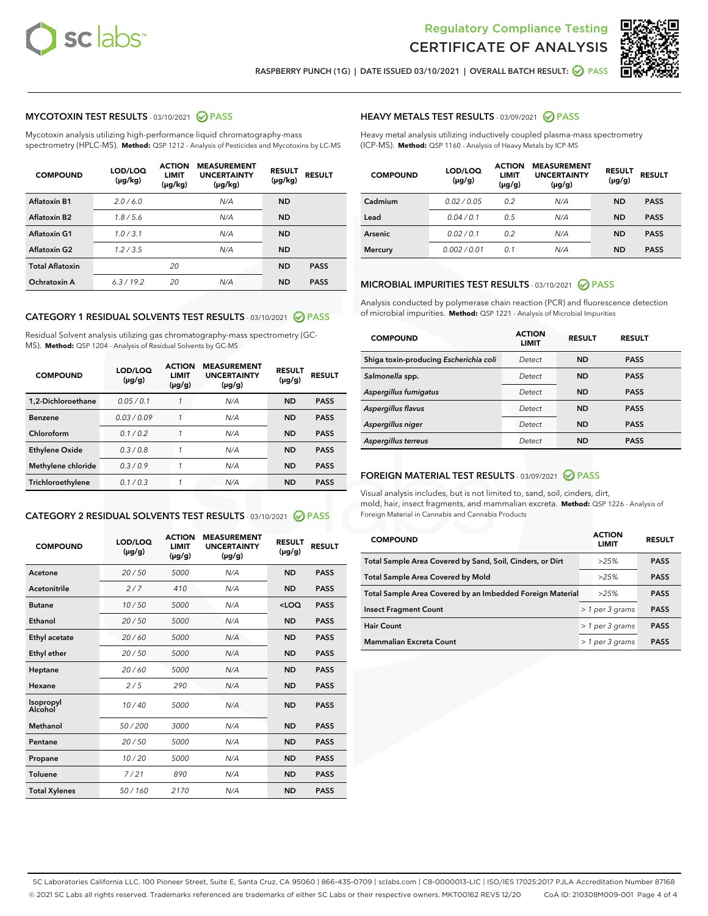Regulatory Compliance Testing

# CERTIFICATE OF ANALYSIS

RASPBERRY PUNCH (1G) | DATE ISSUED 03/10/2021 | OVERALL BATCH RESULT: PASS

## MYCOTOXIN TEST RESULTS - 03/10/2021 PASS

Mycotoxin analysis utilizing high-performance liquid chromatography-mass spectrometry (HPLC-MS). **Method:** QSP 1212 - Analysis of Pesticides and Mycotoxins by LC-MS

| COMPOUND | LOD/LOQ (µg/kg) | ACTION LIMIT (µg/kg) | MEASUREMENT UNCERTAINTY (µg/kg) | RESULT (µg/kg) | RESULT |
|---|---|---|---|---|---|
| Aflatoxin B1 | 2.0 / 6.0 | | N/A | ND | |
| Aflatoxin B2 | 1.8 / 5.6 | | N/A | ND | |
| Aflatoxin G1 | 1.0 / 3.1 | | N/A | ND | |
| Aflatoxin G2 | 1.2 / 3.5 | | N/A | ND | |
| Total Aflatoxin | | 20 | | ND | PASS |
| Ochratoxin A | 6.3 / 19.2 | 20 | N/A | ND | PASS |

## CATEGORY 1 RESIDUAL SOLVENTS TEST RESULTS - 03/10/2021 PASS

Residual Solvent analysis utilizing gas chromatography-mass spectrometry (GC-MS). **Method:** QSP 1204 - Analysis of Residual Solvents by GC-MS

| COMPOUND | LOD/LOQ (µg/g) | ACTION LIMIT (µg/g) | MEASUREMENT UNCERTAINTY (µg/g) | RESULT (µg/g) | RESULT |
|---|---|---|---|---|---|
| 1,2-Dichloroethane | 0.05 / 0.1 | 1 | N/A | ND | PASS |
| Benzene | 0.03 / 0.09 | 1 | N/A | ND | PASS |
| Chloroform | 0.1 / 0.2 | 1 | N/A | ND | PASS |
| Ethylene Oxide | 0.3 / 0.8 | 1 | N/A | ND | PASS |
| Methylene chloride | 0.3 / 0.9 | 1 | N/A | ND | PASS |
| Trichloroethylene | 0.1 / 0.3 | 1 | N/A | ND | PASS |

## CATEGORY 2 RESIDUAL SOLVENTS TEST RESULTS - 03/10/2021 PASS

| COMPOUND | LOD/LOQ (µg/g) | ACTION LIMIT (µg/g) | MEASUREMENT UNCERTAINTY (µg/g) | RESULT (µg/g) | RESULT |
|---|---|---|---|---|---|
| Acetone | 20 / 50 | 5000 | N/A | ND | PASS |
| Acetonitrile | 2 / 7 | 410 | N/A | ND | PASS |
| Butane | 10 / 50 | 5000 | N/A | <LOQ | PASS |
| Ethanol | 20 / 50 | 5000 | N/A | ND | PASS |
| Ethyl acetate | 20 / 60 | 5000 | N/A | ND | PASS |
| Ethyl ether | 20 / 50 | 5000 | N/A | ND | PASS |
| Heptane | 20 / 60 | 5000 | N/A | ND | PASS |
| Hexane | 2 / 5 | 290 | N/A | ND | PASS |
| Isopropyl Alcohol | 10 / 40 | 5000 | N/A | ND | PASS |
| Methanol | 50 / 200 | 3000 | N/A | ND | PASS |
| Pentane | 20 / 50 | 5000 | N/A | ND | PASS |
| Propane | 10 / 20 | 5000 | N/A | ND | PASS |
| Toluene | 7 / 21 | 890 | N/A | ND | PASS |
| Total Xylenes | 50 / 160 | 2170 | N/A | ND | PASS |

## HEAVY METALS TEST RESULTS - 03/09/2021 PASS

Heavy metal analysis utilizing inductively coupled plasma-mass spectrometry (ICP-MS). **Method:** QSP 1160 - Analysis of Heavy Metals by ICP-MS

| COMPOUND | LOD/LOQ (µg/g) | ACTION LIMIT (µg/g) | MEASUREMENT UNCERTAINTY (µg/g) | RESULT (µg/g) | RESULT |
|---|---|---|---|---|---|
| Cadmium | 0.02 / 0.05 | 0.2 | N/A | ND | PASS |
| Lead | 0.04 / 0.1 | 0.5 | N/A | ND | PASS |
| Arsenic | 0.02 / 0.1 | 0.2 | N/A | ND | PASS |
| Mercury | 0.002 / 0.01 | 0.1 | N/A | ND | PASS |

## MICROBIAL IMPURITIES TEST RESULTS - 03/10/2021 PASS

Analysis conducted by polymerase chain reaction (PCR) and fluorescence detection of microbial impurities. **Method:** QSP 1221 - Analysis of Microbial Impurities

| COMPOUND | ACTION LIMIT | RESULT | RESULT |
|---|---|---|---|
| *Shiga toxin-producing Escherichia coli* | Detect | ND | PASS |
| *Salmonella* spp. | Detect | ND | PASS |
| *Aspergillus fumigatus* | Detect | ND | PASS |
| *Aspergillus flavus* | Detect | ND | PASS |
| *Aspergillus niger* | Detect | ND | PASS |
| *Aspergillus terreus* | Detect | ND | PASS |

## FOREIGN MATERIAL TEST RESULTS - 03/09/2021 PASS

Visual analysis includes, but is not limited to, sand, soil, cinders, dirt, mold, hair, insect fragments, and mammalian excreta. **Method:** QSP 1226 - Analysis of Foreign Material in Cannabis and Cannabis Products

| COMPOUND | ACTION LIMIT | RESULT |
|---|---|---|
| Total Sample Area Covered by Sand, Soil, Cinders, or Dirt | >25% | PASS |
| Total Sample Area Covered by Mold | >25% | PASS |
| Total Sample Area Covered by an Imbedded Foreign Material | >25% | PASS |
| Insect Fragment Count | > 1 per 3 grams | PASS |
| Hair Count | > 1 per 3 grams | PASS |
| Mammalian Excreta Count | > 1 per 3 grams | PASS |

SC Laboratories California LLC. 100 Pioneer Street, Suite E, Santa Cruz, CA 95060 | 866-435-0709 | sclabs.com | C8-0000013-LIC | ISO/IES 17025:2017 PJLA Accreditation Number 87168
© 2021 SC Labs all rights reserved. Trademarks referenced are trademarks of either SC Labs or their respective owners. MKT00162 REV5 12/20 CoA ID: 210308M009-001